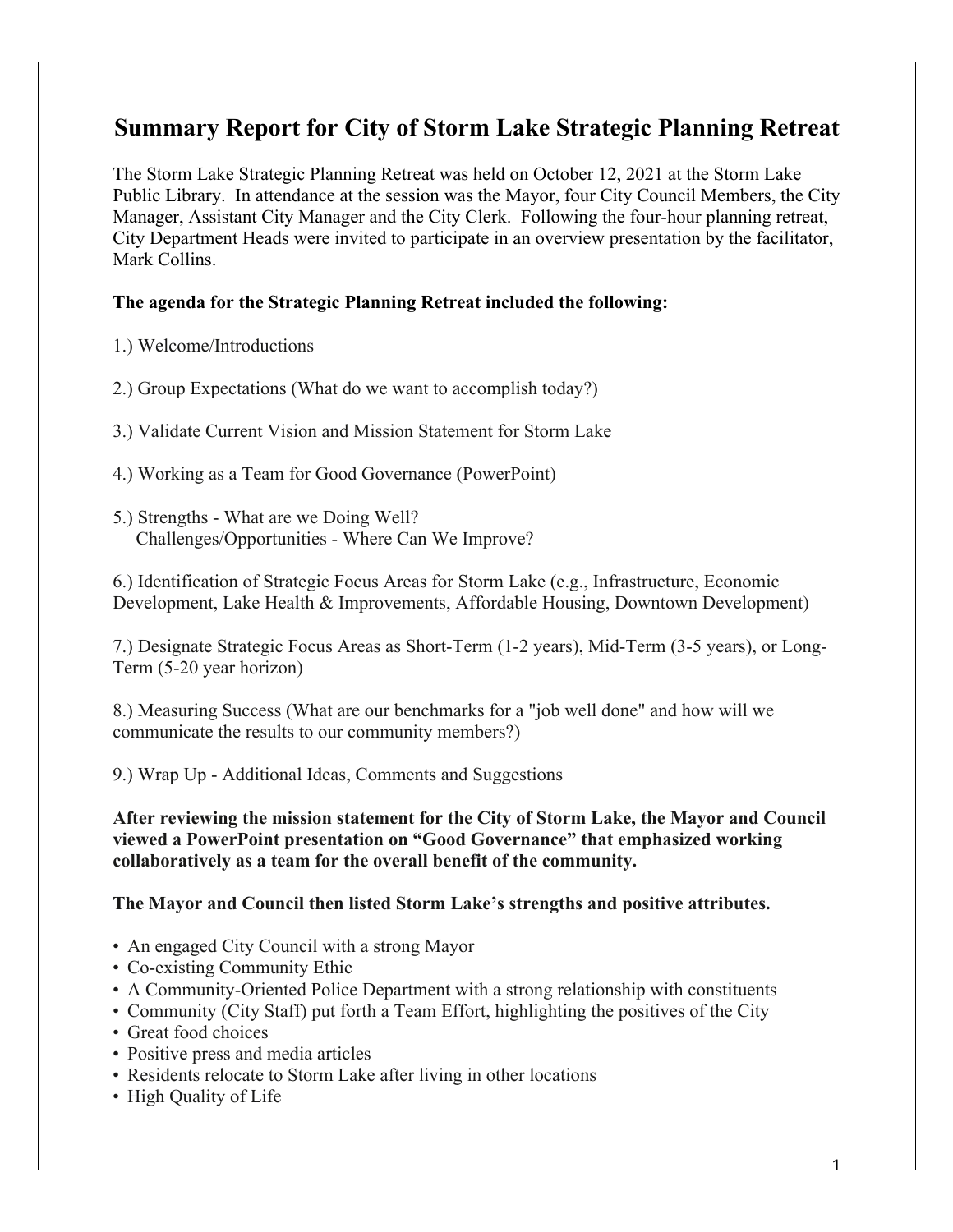# Summary Report for City of Storm Lake Strategic Planning Retreat

The Storm Lake Strategic Planning Retreat was held on October 12, 2021 at the Storm Lake Public Library. In attendance at the session was the Mayor, four City Council Members, the City Manager, Assistant City Manager and the City Clerk. Following the four-hour planning retreat, City Department Heads were invited to participate in an overview presentation by the facilitator, Mark Collins.

**The agenda for the Strategic Planning Retreat included the following:**

1.) Welcome/Introductions

2.) Group Expectations (What do we want to accomplish today?)

3.) Validate Current Vision and Mission Statement for Storm Lake

4.) Working as a Team for Good Governance (PowerPoint)

5.) Strengths - What are we Doing Well?
Challenges/Opportunities - Where Can We Improve?

6.) Identification of Strategic Focus Areas for Storm Lake (e.g., Infrastructure, Economic Development, Lake Health & Improvements, Affordable Housing, Downtown Development)

7.) Designate Strategic Focus Areas as Short-Term (1-2 years), Mid-Term (3-5 years), or Long-Term (5-20 year horizon)

8.) Measuring Success (What are our benchmarks for a "job well done" and how will we communicate the results to our community members?)

9.) Wrap Up - Additional Ideas, Comments and Suggestions

**After reviewing the mission statement for the City of Storm Lake, the Mayor and Council viewed a PowerPoint presentation on "Good Governance" that emphasized working collaboratively as a team for the overall benefit of the community.**

**The Mayor and Council then listed Storm Lake's strengths and positive attributes.**

- An engaged City Council with a strong Mayor
- Co-existing Community Ethic
- A Community-Oriented Police Department with a strong relationship with constituents
- Community (City Staff) put forth a Team Effort, highlighting the positives of the City
- Great food choices
- Positive press and media articles
- Residents relocate to Storm Lake after living in other locations
- High Quality of Life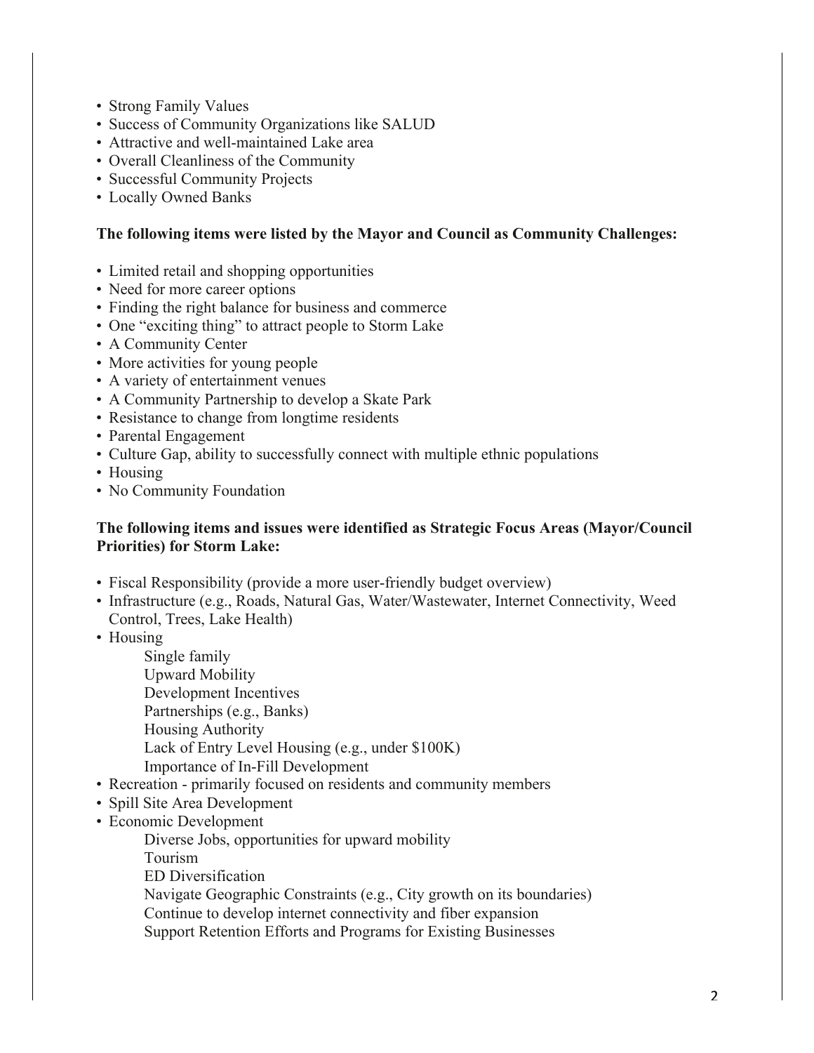- Strong Family Values
- Success of Community Organizations like SALUD
- Attractive and well-maintained Lake area
- Overall Cleanliness of the Community
- Successful Community Projects
- Locally Owned Banks

**The following items were listed by the Mayor and Council as Community Challenges:**

- Limited retail and shopping opportunities
- Need for more career options
- Finding the right balance for business and commerce
- One "exciting thing" to attract people to Storm Lake
- A Community Center
- More activities for young people
- A variety of entertainment venues
- A Community Partnership to develop a Skate Park
- Resistance to change from longtime residents
- Parental Engagement
- Culture Gap, ability to successfully connect with multiple ethnic populations
- Housing
- No Community Foundation

**The following items and issues were identified as Strategic Focus Areas (Mayor/Council Priorities) for Storm Lake:**

- Fiscal Responsibility (provide a more user-friendly budget overview)
- Infrastructure (e.g., Roads, Natural Gas, Water/Wastewater, Internet Connectivity, Weed Control, Trees, Lake Health)
- Housing
    - Single family
    - Upward Mobility
    - Development Incentives
    - Partnerships (e.g., Banks)
    - Housing Authority
    - Lack of Entry Level Housing (e.g., under $100K)
    - Importance of In-Fill Development
- Recreation - primarily focused on residents and community members
- Spill Site Area Development
- Economic Development
    - Diverse Jobs, opportunities for upward mobility
    - Tourism
    - ED Diversification
    - Navigate Geographic Constraints (e.g., City growth on its boundaries)
    - Continue to develop internet connectivity and fiber expansion
    - Support Retention Efforts and Programs for Existing Businesses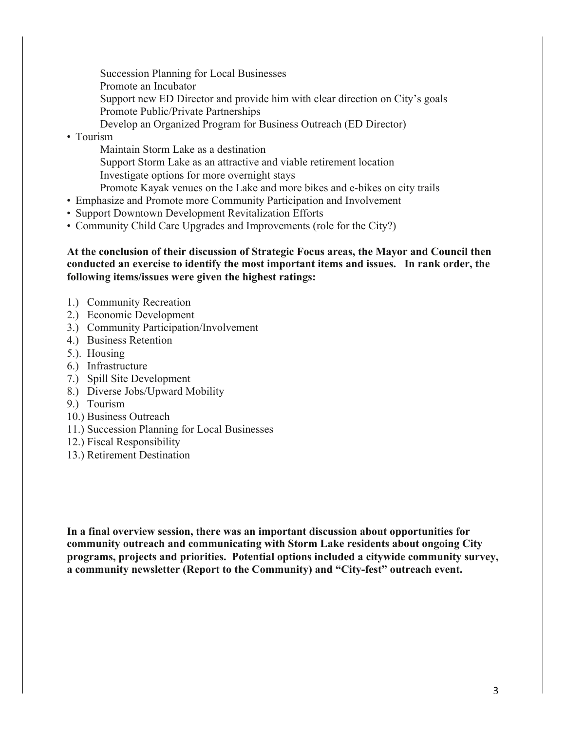- Succession Planning for Local Businesses
    - Promote an Incubator
    - Support new ED Director and provide him with clear direction on City's goals
    - Promote Public/Private Partnerships
    - Develop an Organized Program for Business Outreach (ED Director)
- Tourism
    - Maintain Storm Lake as a destination
    - Support Storm Lake as an attractive and viable retirement location
    - Investigate options for more overnight stays
    - Promote Kayak venues on the Lake and more bikes and e-bikes on city trails
- Emphasize and Promote more Community Participation and Involvement
- Support Downtown Development Revitalization Efforts
- Community Child Care Upgrades and Improvements (role for the City?)

**At the conclusion of their discussion of Strategic Focus areas, the Mayor and Council then conducted an exercise to identify the most important items and issues. In rank order, the following items/issues were given the highest ratings:**

1.) Community Recreation
2.) Economic Development
3.) Community Participation/Involvement
4.) Business Retention
5.). Housing
6.) Infrastructure
7.) Spill Site Development
8.) Diverse Jobs/Upward Mobility
9.) Tourism
10.) Business Outreach
11.) Succession Planning for Local Businesses
12.) Fiscal Responsibility
13.) Retirement Destination

**In a final overview session, there was an important discussion about opportunities for community outreach and communicating with Storm Lake residents about ongoing City programs, projects and priorities. Potential options included a citywide community survey, a community newsletter (Report to the Community) and "City-fest" outreach event.**